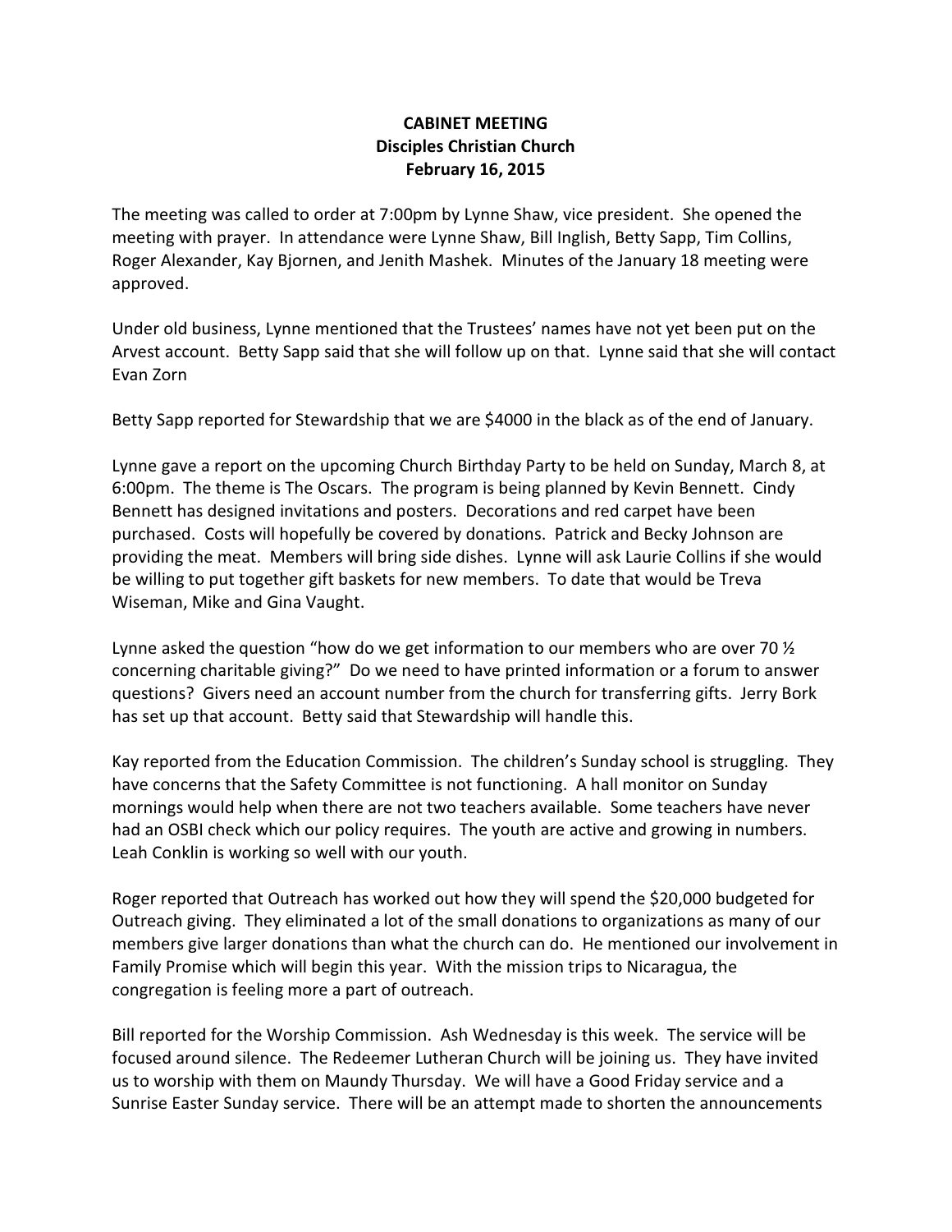**CABINET MEETING**
**Disciples Christian Church**
**February 16, 2015**

The meeting was called to order at 7:00pm by Lynne Shaw, vice president. She opened the meeting with prayer. In attendance were Lynne Shaw, Bill Inglish, Betty Sapp, Tim Collins, Roger Alexander, Kay Bjornen, and Jenith Mashek. Minutes of the January 18 meeting were approved.

Under old business, Lynne mentioned that the Trustees' names have not yet been put on the Arvest account. Betty Sapp said that she will follow up on that. Lynne said that she will contact Evan Zorn

Betty Sapp reported for Stewardship that we are $4000 in the black as of the end of January.

Lynne gave a report on the upcoming Church Birthday Party to be held on Sunday, March 8, at 6:00pm. The theme is The Oscars. The program is being planned by Kevin Bennett. Cindy Bennett has designed invitations and posters. Decorations and red carpet have been purchased. Costs will hopefully be covered by donations. Patrick and Becky Johnson are providing the meat. Members will bring side dishes. Lynne will ask Laurie Collins if she would be willing to put together gift baskets for new members. To date that would be Treva Wiseman, Mike and Gina Vaught.

Lynne asked the question "how do we get information to our members who are over 70 ½ concerning charitable giving?" Do we need to have printed information or a forum to answer questions? Givers need an account number from the church for transferring gifts. Jerry Bork has set up that account. Betty said that Stewardship will handle this.

Kay reported from the Education Commission. The children's Sunday school is struggling. They have concerns that the Safety Committee is not functioning. A hall monitor on Sunday mornings would help when there are not two teachers available. Some teachers have never had an OSBI check which our policy requires. The youth are active and growing in numbers. Leah Conklin is working so well with our youth.

Roger reported that Outreach has worked out how they will spend the $20,000 budgeted for Outreach giving. They eliminated a lot of the small donations to organizations as many of our members give larger donations than what the church can do. He mentioned our involvement in Family Promise which will begin this year. With the mission trips to Nicaragua, the congregation is feeling more a part of outreach.

Bill reported for the Worship Commission. Ash Wednesday is this week. The service will be focused around silence. The Redeemer Lutheran Church will be joining us. They have invited us to worship with them on Maundy Thursday. We will have a Good Friday service and a Sunrise Easter Sunday service. There will be an attempt made to shorten the announcements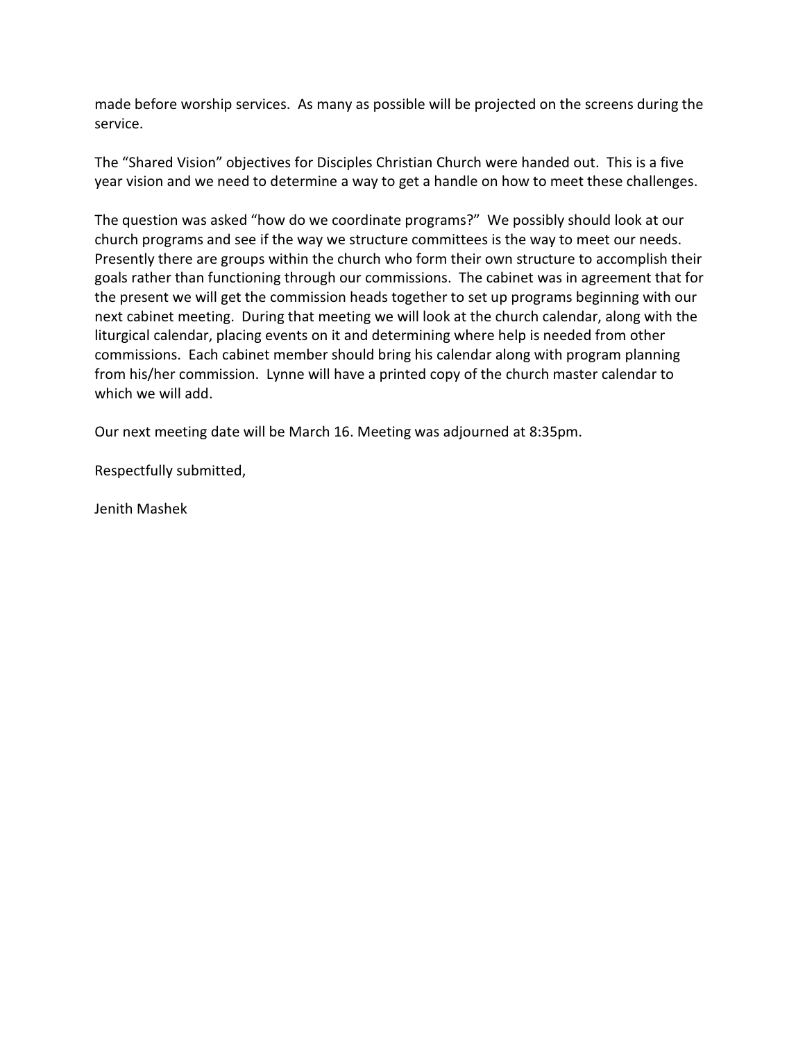made before worship services. As many as possible will be projected on the screens during the service.

The "Shared Vision" objectives for Disciples Christian Church were handed out. This is a five year vision and we need to determine a way to get a handle on how to meet these challenges.

The question was asked "how do we coordinate programs?" We possibly should look at our church programs and see if the way we structure committees is the way to meet our needs. Presently there are groups within the church who form their own structure to accomplish their goals rather than functioning through our commissions. The cabinet was in agreement that for the present we will get the commission heads together to set up programs beginning with our next cabinet meeting. During that meeting we will look at the church calendar, along with the liturgical calendar, placing events on it and determining where help is needed from other commissions. Each cabinet member should bring his calendar along with program planning from his/her commission. Lynne will have a printed copy of the church master calendar to which we will add.

Our next meeting date will be March 16. Meeting was adjourned at 8:35pm.

Respectfully submitted,

Jenith Mashek